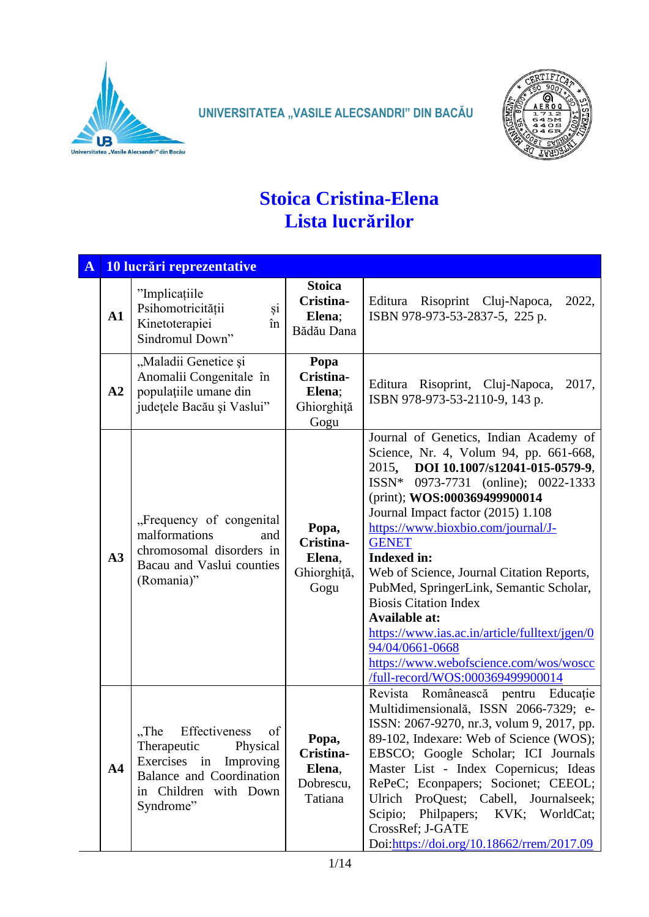UNIVERSITATEA „VASILE ALECSANDRI" DIN BACĂU

# Stoica Cristina-Elena
# Lista lucrărilor

| A | 10 lucrări reprezentative | | |
|---|---|---|---|
| A1 | ”Implicațiile Psihomotricității și Kinetoterapiei în Sindromul Down” | **Stoica Cristina-Elena**; Bădău Dana | Editura Risoprint Cluj-Napoca, 2022, ISBN 978-973-53-2837-5, 225 p. |
| A2 | „Maladii Genetice şi Anomalii Congenitale în populaţiile umane din judeţele Bacău şi Vaslui” | **Popa Cristina-Elena**; Ghiorghiţă Gogu | Editura Risoprint, Cluj-Napoca, 2017, ISBN 978-973-53-2110-9, 143 p. |
| A3 | „Frequency of congenital malformations and chromosomal disorders in Bacau and Vaslui counties (Romania)” | **Popa, Cristina-Elena**, Ghiorghiță, Gogu | Journal of Genetics, Indian Academy of Science, Nr. 4, Volum 94, pp. 661-668, 2015, **DOI 10.1007/s12041-015-0579-9**, ISSN* 0973-7731 (online); 0022-1333 (print); **WOS:000369499900014**<br>Journal Impact factor (2015) 1.108<br>https://www.bioxbio.com/journal/J-GENET<br>**Indexed in:**<br>Web of Science, Journal Citation Reports, PubMed, SpringerLink, Semantic Scholar, Biosis Citation Index<br>**Available at:**<br>https://www.ias.ac.in/article/fulltext/jgen/094/04/0661-0668<br>https://www.webofscience.com/wos/woscc/full-record/WOS:000369499900014 |
| A4 | „The Effectiveness of Therapeutic Physical Exercises in Improving Balance and Coordination in Children with Down Syndrome” | **Popa, Cristina-Elena**, Dobrescu, Tatiana | Revista Românească pentru Educație Multidimensională, ISSN 2066-7329; e-ISSN: 2067-9270, nr.3, volum 9, 2017, pp. 89-102, Indexare: Web of Science (WOS); EBSCO; Google Scholar; ICI Journals Master List - Index Copernicus; Ideas RePeC; Econpapers; Socionet; CEEOL; Ulrich ProQuest; Cabell, Journalseek; Scipio; Philpapers; KVK; WorldCat; CrossRef; J-GATE<br>Doi:https://doi.org/10.18662/rrem/2017.09 |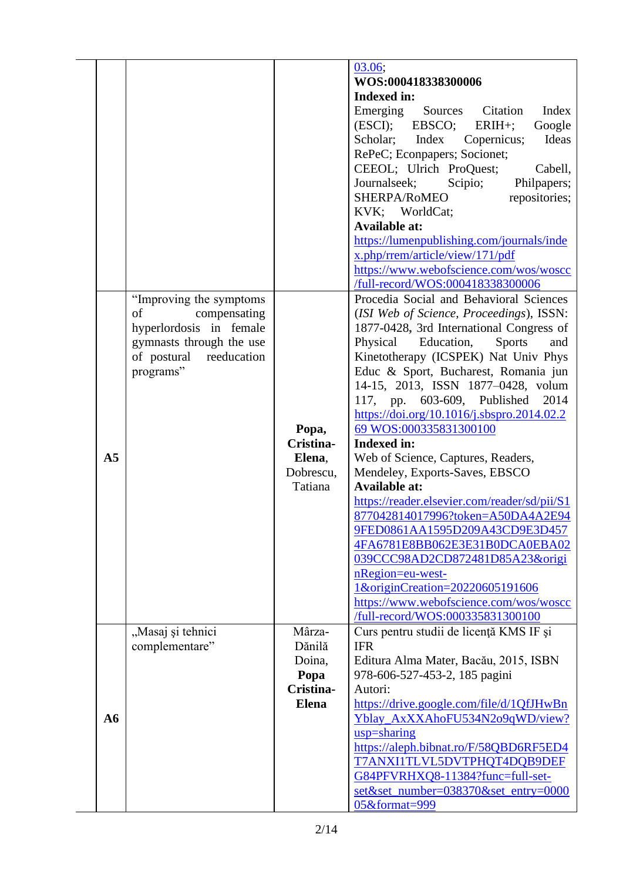| | | | |
|---|---|---|---|
| | | | 03.06; **WOS:000418338300006** **Indexed in:** Emerging Sources Citation Index (ESCI); EBSCO; ERIH+; Google Scholar; Index Copernicus; Ideas RePeC; Econpapers; Socionet; CEEOL; Ulrich ProQuest; Cabell, Journalseek; Scipio; Philpapers; SHERPA/RoMEO repositories; KVK; WorldCat; **Available at:** https://lumenpublishing.com/journals/index.php/rrem/article/view/171/pdf https://www.webofscience.com/wos/woscc/full-record/WOS:000418338300006 |
| **A5** | "Improving the symptoms of compensating hyperlordosis in female gymnasts through the use of postural reeducation programs" | **Popa, Cristina-Elena**, Dobrescu, Tatiana | Procedia Social and Behavioral Sciences (*ISI Web of Science, Proceedings*), ISSN: 1877-0428, 3rd International Congress of Physical Education, Sports and Kinetotherapy (ICSPEK) Nat Univ Phys Educ & Sport, Bucharest, Romania jun 14-15, 2013, ISSN 1877–0428, volum 117, pp. 603-609, Published 2014 https://doi.org/10.1016/j.sbspro.2014.02.269 WOS:000335831300100 **Indexed in:** Web of Science, Captures, Readers, Mendeley, Exports-Saves, EBSCO **Available at:** https://reader.elsevier.com/reader/sd/pii/S1877042814017996?token=A50DA4A2E949FED0861AA1595D209A43CD9E3D4574FA6781E8BB062E3E31B0DCA0EBA02039CCC98AD2CD872481D85A23&originRegion=eu-west-1&originCreation=20220605191606 https://www.webofscience.com/wos/woscc/full-record/WOS:000335831300100 |
| **A6** | „Masaj şi tehnici complementare" | Mârza-Dănilă Doina, **Popa Cristina-Elena** | Curs pentru studii de licenţă KMS IF şi IFR Editura Alma Mater, Bacău, 2015, ISBN 978-606-527-453-2, 185 pagini Autori: https://drive.google.com/file/d/1QfJHwBnYblay_AxXXAhoFU534N2o9qWD/view?usp=sharing https://aleph.bibnat.ro/F/58QBD6RF5ED4T7ANXI1TLVL5DVTPHQT4DQB9DEFG84PFVRHXQ8-11384?func=full-set-set&set_number=038370&set_entry=000005&format=999 |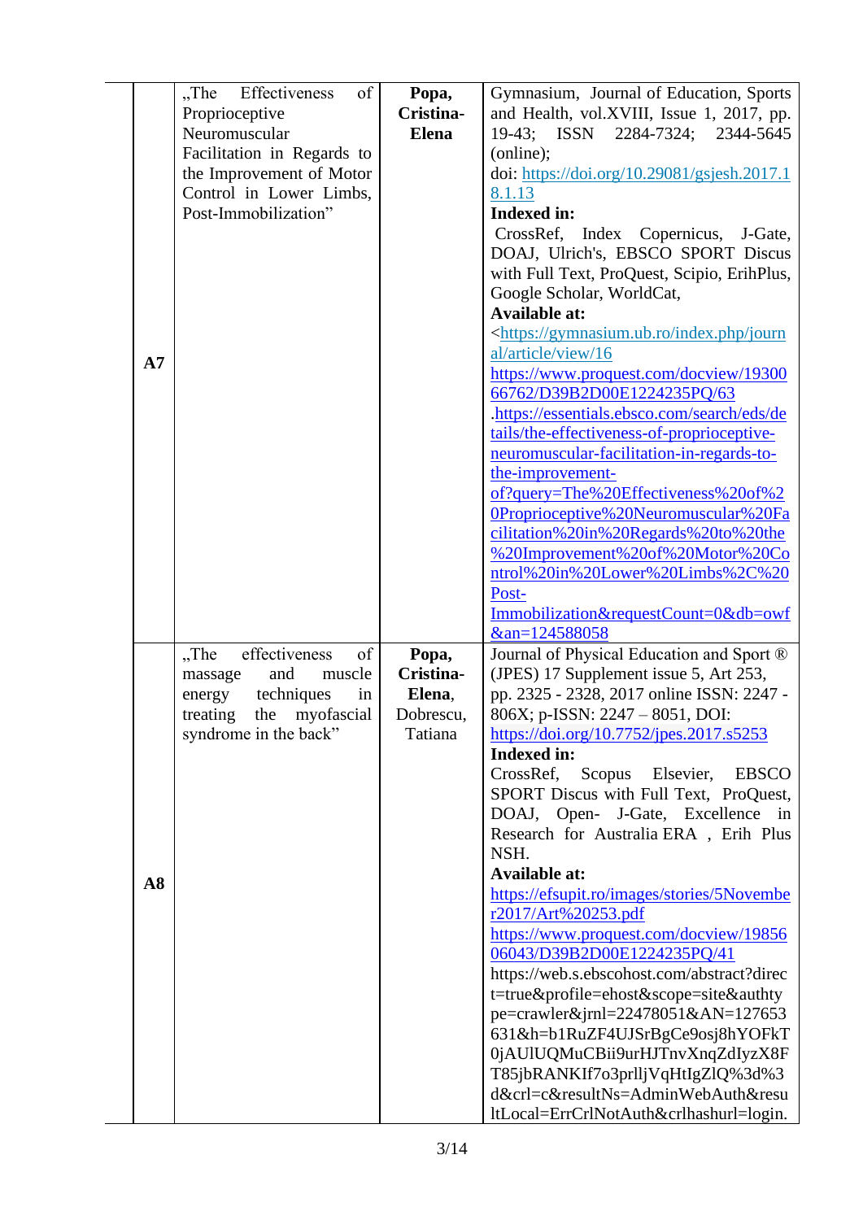| | | | |
|---|---|---|---|
| **A7** | „The Effectiveness of Proprioceptive Neuromuscular Facilitation in Regards to the Improvement of Motor Control in Lower Limbs, Post-Immobilization” | **Popa, Cristina-Elena** | Gymnasium, Journal of Education, Sports and Health, vol.XVIII, Issue 1, 2017, pp. 19-43; ISSN 2284-7324; 2344-5645 (online);<br>doi: https://doi.org/10.29081/gsjesh.2017.18.1.13<br>**Indexed in:**<br>CrossRef, Index Copernicus, J-Gate, DOAJ, Ulrich's, EBSCO SPORT Discus with Full Text, ProQuest, Scipio, ErihPlus, Google Scholar, WorldCat,<br>**Available at:**<br><https://gymnasium.ub.ro/index.php/journal/article/view/16<br>https://www.proquest.com/docview/1930066762/D39B2D00E1224235PQ/63<br>.https://essentials.ebsco.com/search/eds/details/the-effectiveness-of-proprioceptive-neuromuscular-facilitation-in-regards-to-the-improvement-of?query=The%20Effectiveness%20of%20Proprioceptive%20Neuromuscular%20Facilitation%20in%20Regards%20to%20the%20Improvement%20of%20Motor%20Control%20in%20Lower%20Limbs%2C%20Post-Immobilization&requestCount=0&db=owf&an=124588058 |
| **A8** | „The effectiveness of massage and muscle energy techniques in treating the myofascial syndrome in the back” | **Popa, Cristina-Elena**, Dobrescu, Tatiana | Journal of Physical Education and Sport ® (JPES) 17 Supplement issue 5, Art 253, pp. 2325 - 2328, 2017 online ISSN: 2247 - 806X; p-ISSN: 2247 – 8051, DOI: https://doi.org/10.7752/jpes.2017.s5253<br>**Indexed in:**<br>CrossRef, Scopus Elsevier, EBSCO SPORT Discus with Full Text, ProQuest, DOAJ, Open- J-Gate, Excellence in Research for Australia ERA , Erih Plus NSH.<br>**Available at:**<br>https://efsupit.ro/images/stories/5Novembe r2017/Art%20253.pdf<br>https://www.proquest.com/docview/1985606043/D39B2D00E1224235PQ/41<br>https://web.s.ebscohost.com/abstract?direct=true&profile=ehost&scope=site&authtype=crawler&jrnl=22478051&AN=127653631&h=b1RuZF4UJSrBgCe9osj8hYOFkT0jAUlUQMuCBii9urHJTnvXnqZdIyzX8FT85jbRANKIf7o3prlljVqHtIgZlQ%3d%3d&crl=c&resultNs=AdminWebAuth&resultLocal=ErrCrlNotAuth&crlhashurl=login. |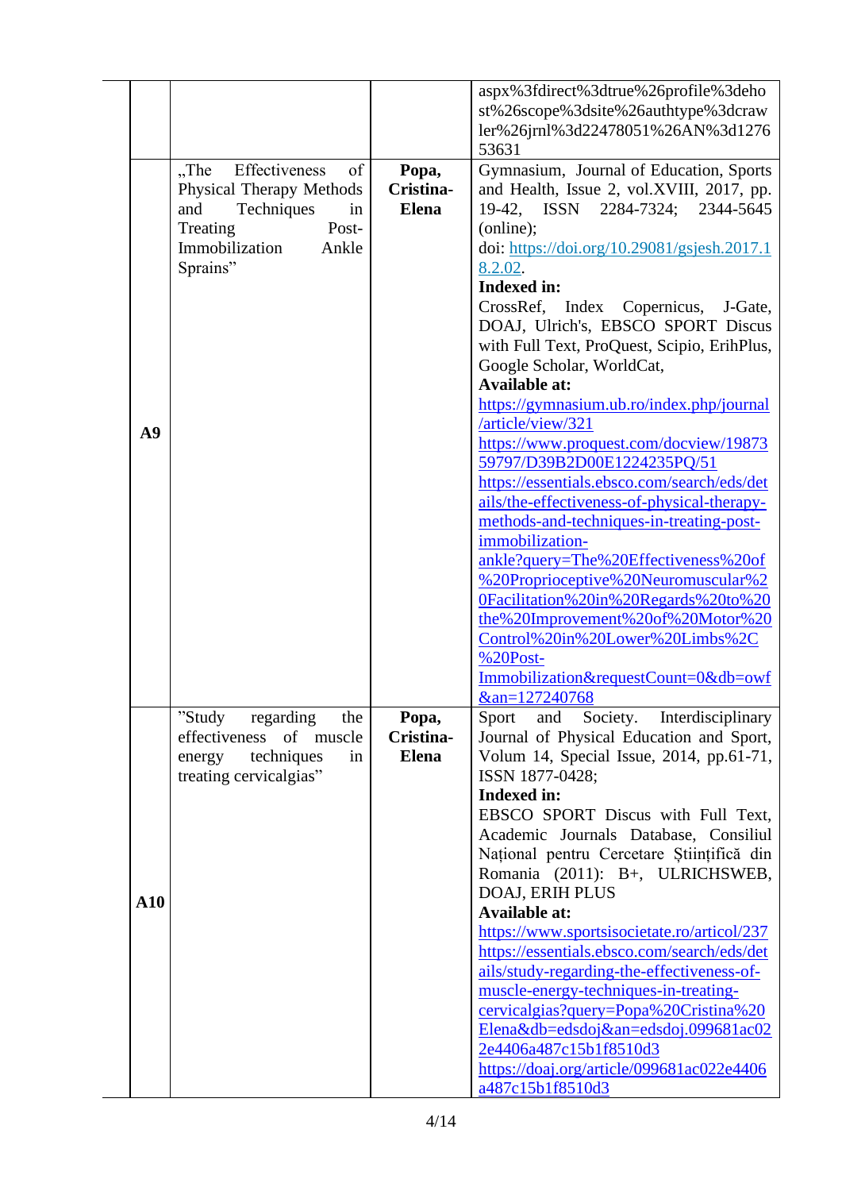| | | | |
|---|---|---|---|
| | | | aspx%3fdirect%3dtrue%26profile%3dehost%26scope%3dsite%26authtype%3dcrawler%26jrnl%3d22478051%26AN%3d127653631 |
| **A9** | „The Effectiveness of Physical Therapy Methods and Techniques in Treating Post-Immobilization Ankle Sprains" | **Popa, Cristina-Elena** | Gymnasium, Journal of Education, Sports and Health, Issue 2, vol.XVIII, 2017, pp. 19-42, ISSN 2284-7324; 2344-5645 (online); doi: https://doi.org/10.29081/gsjesh.2017.18.2.02. **Indexed in:** CrossRef, Index Copernicus, J-Gate, DOAJ, Ulrich's, EBSCO SPORT Discus with Full Text, ProQuest, Scipio, ErihPlus, Google Scholar, WorldCat, **Available at:** https://gymnasium.ub.ro/index.php/journal/article/view/321 https://www.proquest.com/docview/1987359797/D39B2D00E1224235PQ/51 https://essentials.ebsco.com/search/eds/details/the-effectiveness-of-physical-therapy-methods-and-techniques-in-treating-post-immobilization-ankle?query=The%20Effectiveness%20of%20Proprioceptive%20Neuromuscular%20Facilitation%20in%20Regards%20to%20the%20Improvement%20of%20Motor%20Control%20in%20Lower%20Limbs%2C%20Post-Immobilization&requestCount=0&db=owf&an=127240768 |
| **A10** | "Study regarding the effectiveness of muscle energy techniques in treating cervicalgias" | **Popa, Cristina-Elena** | Sport and Society. Interdisciplinary Journal of Physical Education and Sport, Volum 14, Special Issue, 2014, pp.61-71, ISSN 1877-0428; **Indexed in:** EBSCO SPORT Discus with Full Text, Academic Journals Database, Consiliul Național pentru Cercetare Științifică din Romania (2011): B+, ULRICHSWEB, DOAJ, ERIH PLUS **Available at:** https://www.sportsisocietate.ro/articol/237 https://essentials.ebsco.com/search/eds/details/study-regarding-the-effectiveness-of-muscle-energy-techniques-in-treating-cervicalgias?query=Popa%20Cristina%20Elena&db=edsdoj&an=edsdoj.099681ac022e4406a487c15b1f8510d3 https://doaj.org/article/099681ac022e4406a487c15b1f8510d3 |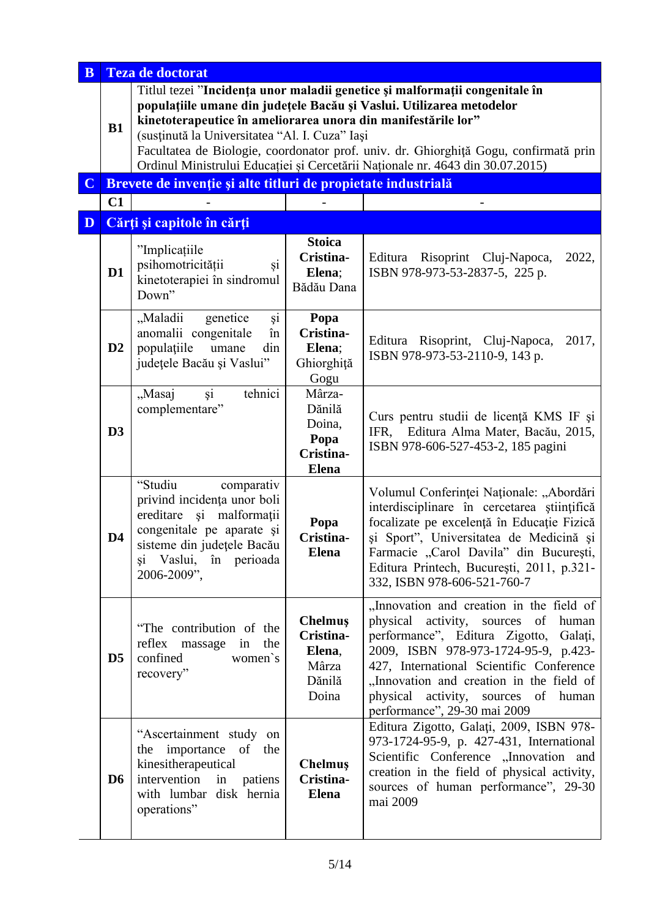| B | Teza de doctorat | | |
|---|---|---|---|
| B1 | Titlul tezei "**Incidenţa unor maladii genetice şi malformaţii congenitale în populaţiile umane din judeţele Bacău şi Vaslui. Utilizarea metodelor kinetoterapeutice în ameliorarea unora din manifestările lor**" (susţinută la Universitatea "Al. I. Cuza" Iaşi Facultatea de Biologie, coordonator prof. univ. dr. Ghiorghiţă Gogu, confirmată prin Ordinul Ministrului Educaţiei şi Cercetării Naţionale nr. 4643 din 30.07.2015) | | |
| **C** | **Brevete de invenţie şi alte titluri de propietate industrială** | | |
| C1 | - | - | - |
| **D** | **Cărţi şi capitole în cărţi** | | |
| D1 | "Implicaţiile psihomotricităţii şi kinetoterapiei în sindromul Down" | **Stoica Cristina-Elena**; Bădău Dana | Editura Risoprint Cluj-Napoca, 2022, ISBN 978-973-53-2837-5, 225 p. |
| D2 | „Maladii genetice şi anomalii congenitale în populaţiile umane din judeţele Bacău şi Vaslui" | **Popa Cristina-Elena**; Ghiorghiţă Gogu | Editura Risoprint, Cluj-Napoca, 2017, ISBN 978-973-53-2110-9, 143 p. |
| D3 | „Masaj şi tehnici complementare" | Mârza-Dănilă Doina, **Popa Cristina-Elena** | Curs pentru studii de licenţă KMS IF şi IFR, Editura Alma Mater, Bacău, 2015, ISBN 978-606-527-453-2, 185 pagini |
| D4 | "Studiu comparativ privind incidenţa unor boli ereditare şi malformaţii congenitale pe aparate şi sisteme din judeţele Bacău şi Vaslui, în perioada 2006-2009", | **Popa Cristina-Elena** | Volumul Conferinţei Naţionale: „Abordări interdisciplinare în cercetarea ştiinţifică focalizate pe excelenţă în Educaţie Fizică şi Sport", Universitatea de Medicină şi Farmacie „Carol Davila" din Bucureşti, Editura Printech, Bucureşti, 2011, p.321-332, ISBN 978-606-521-760-7 |
| D5 | "The contribution of the reflex massage in the confined women`s recovery" | **Chelmuş Cristina-Elena**, Mârza Dănilă Doina | „Innovation and creation in the field of physical activity, sources of human performance", Editura Zigotto, Galaţi, 2009, ISBN 978-973-1724-95-9, p.423-427, International Scientific Conference „Innovation and creation in the field of physical activity, sources of human performance", 29-30 mai 2009 |
| D6 | "Ascertainment study on the importance of the kinesitherapeutical intervention in patiens with lumbar disk hernia operations" | **Chelmuş Cristina-Elena** | Editura Zigotto, Galaţi, 2009, ISBN 978-973-1724-95-9, p. 427-431, International Scientific Conference „Innovation and creation in the field of physical activity, sources of human performance", 29-30 mai 2009 |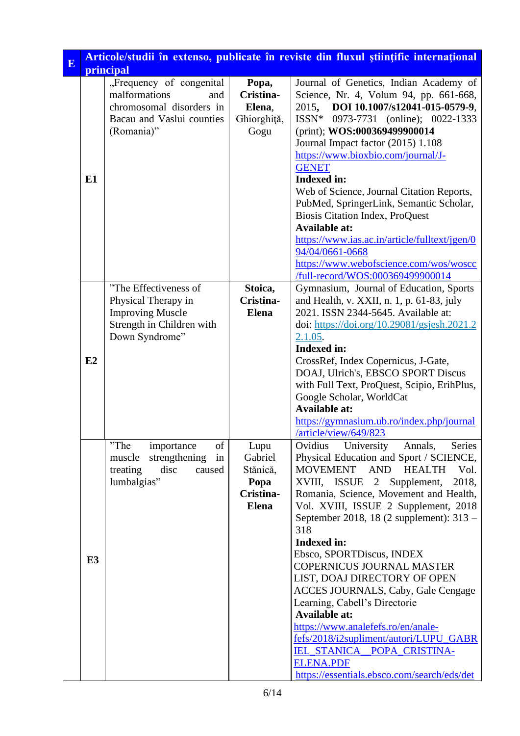| **E** | **Articole/studii în extenso, publicate în reviste din fluxul științific internațional principal** | | |
|---|---|---|---|
| **E1** | „Frequency of congenital malformations and chromosomal disorders in Bacau and Vaslui counties (Romania)" | **Popa, Cristina-Elena**, Ghiorghiță, Gogu | Journal of Genetics, Indian Academy of Science, Nr. 4, Volum 94, pp. 661-668, 2015, **DOI 10.1007/s12041-015-0579-9**, ISSN* 0973-7731 (online); 0022-1333 (print); **WOS:000369499900014** Journal Impact factor (2015) 1.108 https://www.bioxbio.com/journal/J-GENET **Indexed in:** Web of Science, Journal Citation Reports, PubMed, SpringerLink, Semantic Scholar, Biosis Citation Index, ProQuest **Available at:** https://www.ias.ac.in/article/fulltext/jgen/094/04/0661-0668 https://www.webofscience.com/wos/woscc/full-record/WOS:000369499900014 |
| **E2** | "The Effectiveness of Physical Therapy in Improving Muscle Strength in Children with Down Syndrome" | **Stoica, Cristina-Elena** | Gymnasium, Journal of Education, Sports and Health, v. XXII, n. 1, p. 61-83, july 2021. ISSN 2344-5645. Available at: doi: https://doi.org/10.29081/gsjesh.2021.22.1.05. **Indexed in:** CrossRef, Index Copernicus, J-Gate, DOAJ, Ulrich's, EBSCO SPORT Discus with Full Text, ProQuest, Scipio, ErihPlus, Google Scholar, WorldCat **Available at:** https://gymnasium.ub.ro/index.php/journal/article/view/649/823 |
| **E3** | "The importance of muscle strengthening in treating disc caused lumbalgias" | Lupu Gabriel Stănică, **Popa Cristina-Elena** | Ovidius University Annals, Series Physical Education and Sport / SCIENCE, MOVEMENT AND HEALTH Vol. XVIII, ISSUE 2 Supplement, 2018, Romania, Science, Movement and Health, Vol. XVIII, ISSUE 2 Supplement, 2018 September 2018, 18 (2 supplement): 313 – 318 **Indexed in:** Ebsco, SPORTDiscus, INDEX COPERNICUS JOURNAL MASTER LIST, DOAJ DIRECTORY OF OPEN ACCES JOURNALS, Caby, Gale Cengage Learning, Cabell's Directorie **Available at:** https://www.analefefs.ro/en/anale-fefs/2018/i2supliment/autori/LUPU_GABRIEL_STANICA__POPA_CRISTINA-ELENA.PDF https://essentials.ebsco.com/search/eds/det |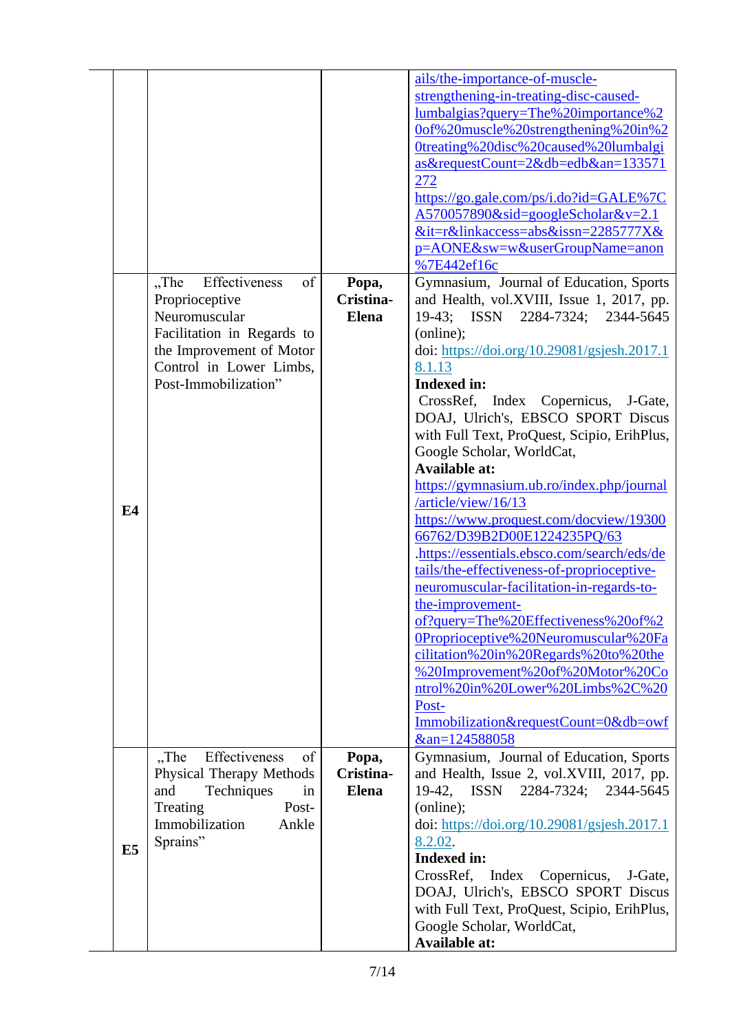| | | | |
|---|---|---|---|
| | | | ails/the-importance-of-muscle-strengthening-in-treating-disc-caused-lumbalgias?query=The%20importance%20of%20muscle%20strengthening%20in%20treating%20disc%20caused%20lumbalgias&requestCount=2&db=edb&an=133571272<br>https://go.gale.com/ps/i.do?id=GALE%7CA570057890&sid=googleScholar&v=2.1&it=r&linkaccess=abs&issn=2285777X&p=AONE&sw=w&userGroupName=anon%7E442ef16c |
| **E4** | „The Effectiveness of Proprioceptive Neuromuscular Facilitation in Regards to the Improvement of Motor Control in Lower Limbs, Post-Immobilization" | **Popa, Cristina-Elena** | Gymnasium, Journal of Education, Sports and Health, vol.XVIII, Issue 1, 2017, pp. 19-43; ISSN 2284-7324; 2344-5645 (online);<br>doi: https://doi.org/10.29081/gsjesh.2017.18.1.13<br>**Indexed in:**<br>CrossRef, Index Copernicus, J-Gate, DOAJ, Ulrich's, EBSCO SPORT Discus with Full Text, ProQuest, Scipio, ErihPlus, Google Scholar, WorldCat,<br>**Available at:**<br>https://gymnasium.ub.ro/index.php/journal/article/view/16/13<br>https://www.proquest.com/docview/1930066762/D39B2D00E1224235PQ/63<br>.https://essentials.ebsco.com/search/eds/details/the-effectiveness-of-proprioceptive-neuromuscular-facilitation-in-regards-to-the-improvement-of?query=The%20Effectiveness%20of%20Proprioceptive%20Neuromuscular%20Facilitation%20in%20Regards%20to%20the%20Improvement%20of%20Motor%20Control%20in%20Lower%20Limbs%2C%20Post-Immobilization&requestCount=0&db=owf&an=124588058 |
| **E5** | „The Effectiveness of Physical Therapy Methods and Techniques in Treating Post-Immobilization Ankle Sprains" | **Popa, Cristina-Elena** | Gymnasium, Journal of Education, Sports and Health, Issue 2, vol.XVIII, 2017, pp. 19-42, ISSN 2284-7324; 2344-5645 (online);<br>doi: https://doi.org/10.29081/gsjesh.2017.18.2.02.<br>**Indexed in:**<br>CrossRef, Index Copernicus, J-Gate, DOAJ, Ulrich's, EBSCO SPORT Discus with Full Text, ProQuest, Scipio, ErihPlus, Google Scholar, WorldCat,<br>**Available at:** |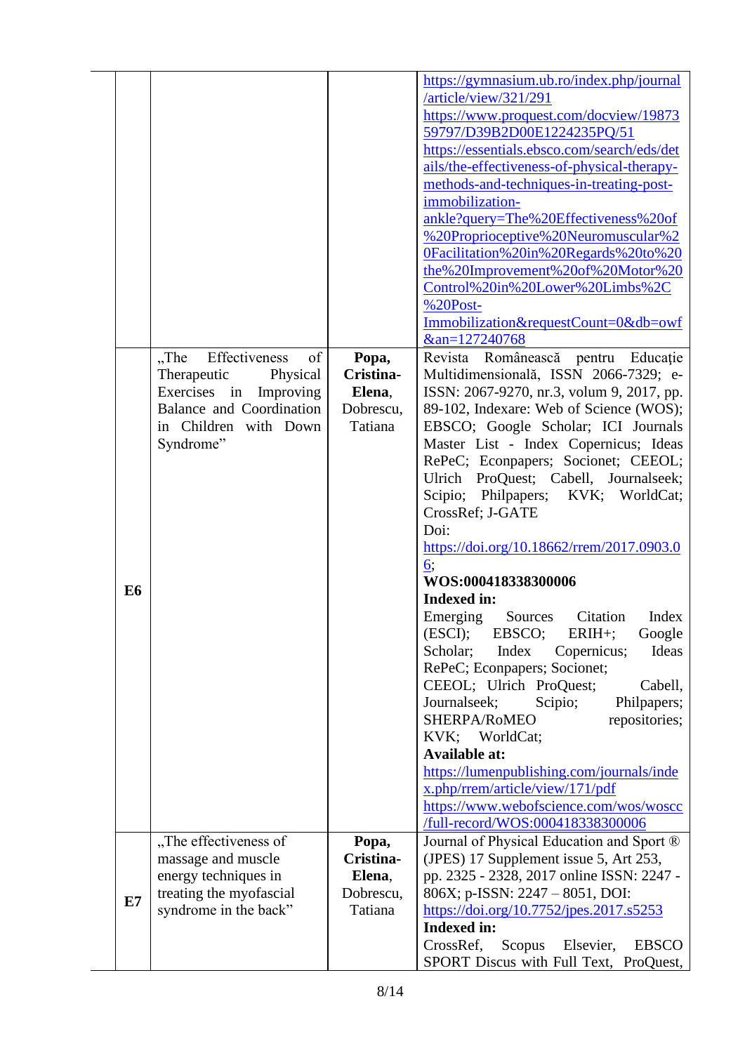| | | | |
|---|---|---|---|
| | | | https://gymnasium.ub.ro/index.php/journal/article/view/321/291 https://www.proquest.com/docview/1987359797/D39B2D00E1224235PQ/51 https://essentials.ebsco.com/search/eds/details/the-effectiveness-of-physical-therapy-methods-and-techniques-in-treating-post-immobilization-ankle?query=The%20Effectiveness%20of%20Proprioceptive%20Neuromuscular%20Facilitation%20in%20Regards%20to%20the%20Improvement%20of%20Motor%20Control%20in%20Lower%20Limbs%2C%20Post-Immobilization&requestCount=0&db=owf&an=127240768 |
| **E6** | „The Effectiveness of Therapeutic Physical Exercises in Improving Balance and Coordination in Children with Down Syndrome" | **Popa, Cristina-Elena**, Dobrescu, Tatiana | Revista Românească pentru Educație Multidimensională, ISSN 2066-7329; e-ISSN: 2067-9270, nr.3, volum 9, 2017, pp. 89-102, Indexare: Web of Science (WOS); EBSCO; Google Scholar; ICI Journals Master List - Index Copernicus; Ideas RePeC; Econpapers; Socionet; CEEOL; Ulrich ProQuest; Cabell, Journalseek; Scipio; Philpapers; KVK; WorldCat; CrossRef; J-GATE<br>Doi: https://doi.org/10.18662/rrem/2017.0903.06;<br>**WOS:000418338300006**<br>**Indexed in:**<br>Emerging Sources Citation Index (ESCI); EBSCO; ERIH+; Google Scholar; Index Copernicus; Ideas RePeC; Econpapers; Socionet; CEEOL; Ulrich ProQuest; Cabell, Journalseek; Scipio; Philpapers; SHERPA/RoMEO repositories; KVK; WorldCat;<br>**Available at:**<br>https://lumenpublishing.com/journals/index.php/rrem/article/view/171/pdf https://www.webofscience.com/wos/woscc/full-record/WOS:000418338300006 |
| **E7** | „The effectiveness of massage and muscle energy techniques in treating the myofascial syndrome in the back" | **Popa, Cristina-Elena**, Dobrescu, Tatiana | Journal of Physical Education and Sport ® (JPES) 17 Supplement issue 5, Art 253, pp. 2325 - 2328, 2017 online ISSN: 2247 - 806X; p-ISSN: 2247 – 8051, DOI: https://doi.org/10.7752/jpes.2017.s5253<br>**Indexed in:**<br>CrossRef, Scopus Elsevier, EBSCO SPORT Discus with Full Text, ProQuest, |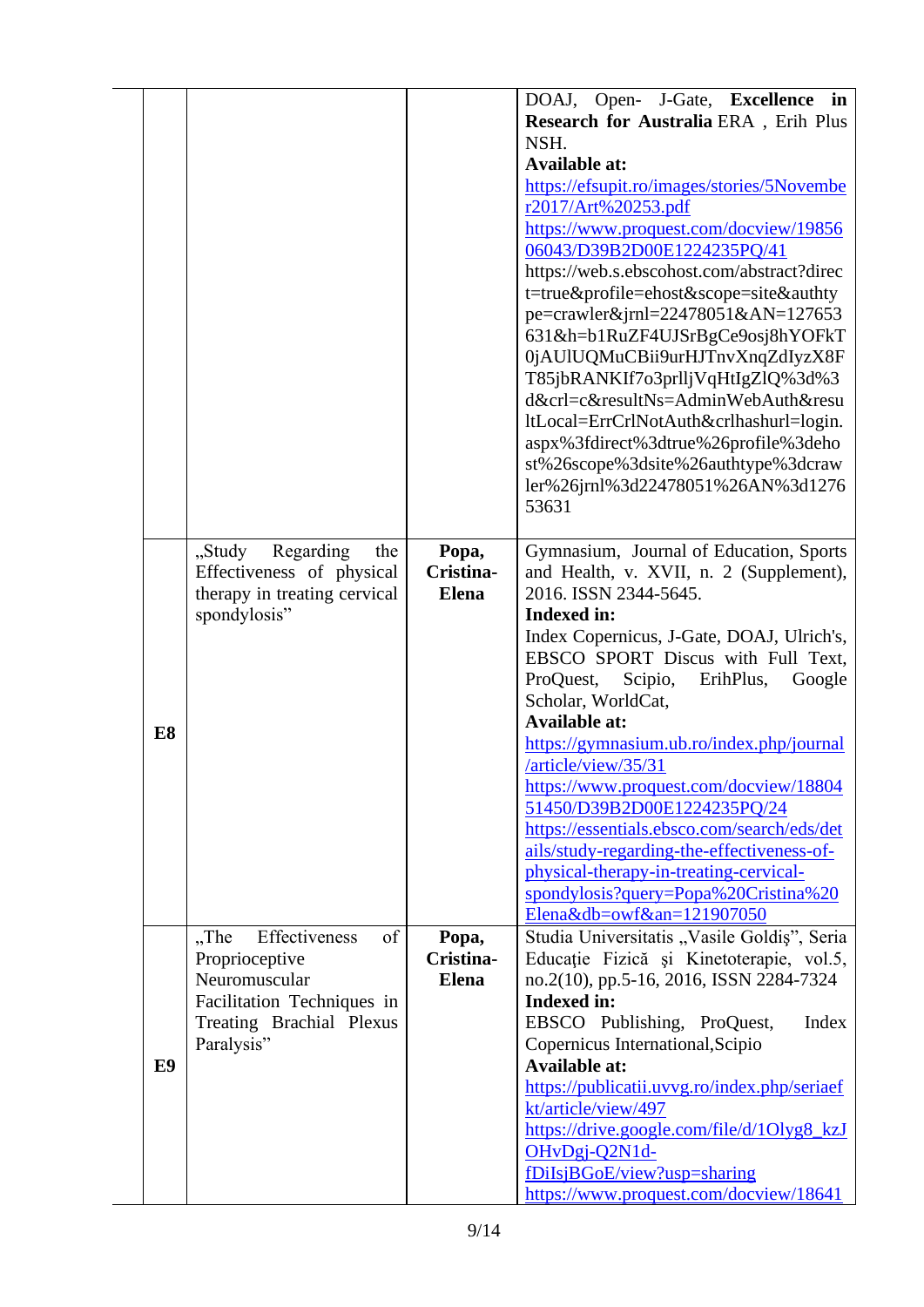| | | | |
|---|---|---|---|
| | | | DOAJ, Open- J-Gate, **Excellence in Research for Australia** ERA , Erih Plus NSH.<br>**Available at:**<br>https://efsupit.ro/images/stories/5Novembe r2017/Art%20253.pdf<br>https://www.proquest.com/docview/1985606043/D39B2D00E1224235PQ/41<br>https://web.s.ebscohost.com/abstract?direct=true&profile=ehost&scope=site&authtype=crawler&jrnl=22478051&AN=127653631&h=b1RuZF4UJSrBgCe9osj8hYOFkT0jAUlUQMuCBii9urHJTnvXnqZdIyzX8FT85jbRANKIf7o3prlljVqHtIgZlQ%3d%3d&crl=c&resultNs=AdminWebAuth&resultLocal=ErrCrlNotAuth&crlhashurl=login.aspx%3fdirect%3dtrue%26profile%3dehost%26scope%3dsite%26authtype%3dcrawler%26jrnl%3d22478051%26AN%3d127653631 |
| **E8** | „Study Regarding the Effectiveness of physical therapy in treating cervical spondylosis" | **Popa, Cristina-Elena** | Gymnasium, Journal of Education, Sports and Health, v. XVII, n. 2 (Supplement), 2016. ISSN 2344-5645.<br>**Indexed in:**<br>Index Copernicus, J-Gate, DOAJ, Ulrich's, EBSCO SPORT Discus with Full Text, ProQuest, Scipio, ErihPlus, Google Scholar, WorldCat,<br>**Available at:**<br>https://gymnasium.ub.ro/index.php/journal/article/view/35/31<br>https://www.proquest.com/docview/1880451450/D39B2D00E1224235PQ/24<br>https://essentials.ebsco.com/search/eds/details/study-regarding-the-effectiveness-of-physical-therapy-in-treating-cervical-spondylosis?query=Popa%20Cristina%20Elena&db=owf&an=121907050 |
| **E9** | „The Effectiveness of Proprioceptive Neuromuscular Facilitation Techniques in Treating Brachial Plexus Paralysis" | **Popa, Cristina-Elena** | Studia Universitatis „Vasile Goldiş", Seria Educaţie Fizică şi Kinetoterapie, vol.5, no.2(10), pp.5-16, 2016, ISSN 2284-7324<br>**Indexed in:**<br>EBSCO Publishing, ProQuest, Index Copernicus International,Scipio<br>**Available at:**<br>https://publicatii.uvvg.ro/index.php/seriaefkt/article/view/497<br>https://drive.google.com/file/d/1Olyg8_kzJOHvDgj-Q2N1d-fDiIsjBGoE/view?usp=sharing<br>https://www.proquest.com/docview/18641 |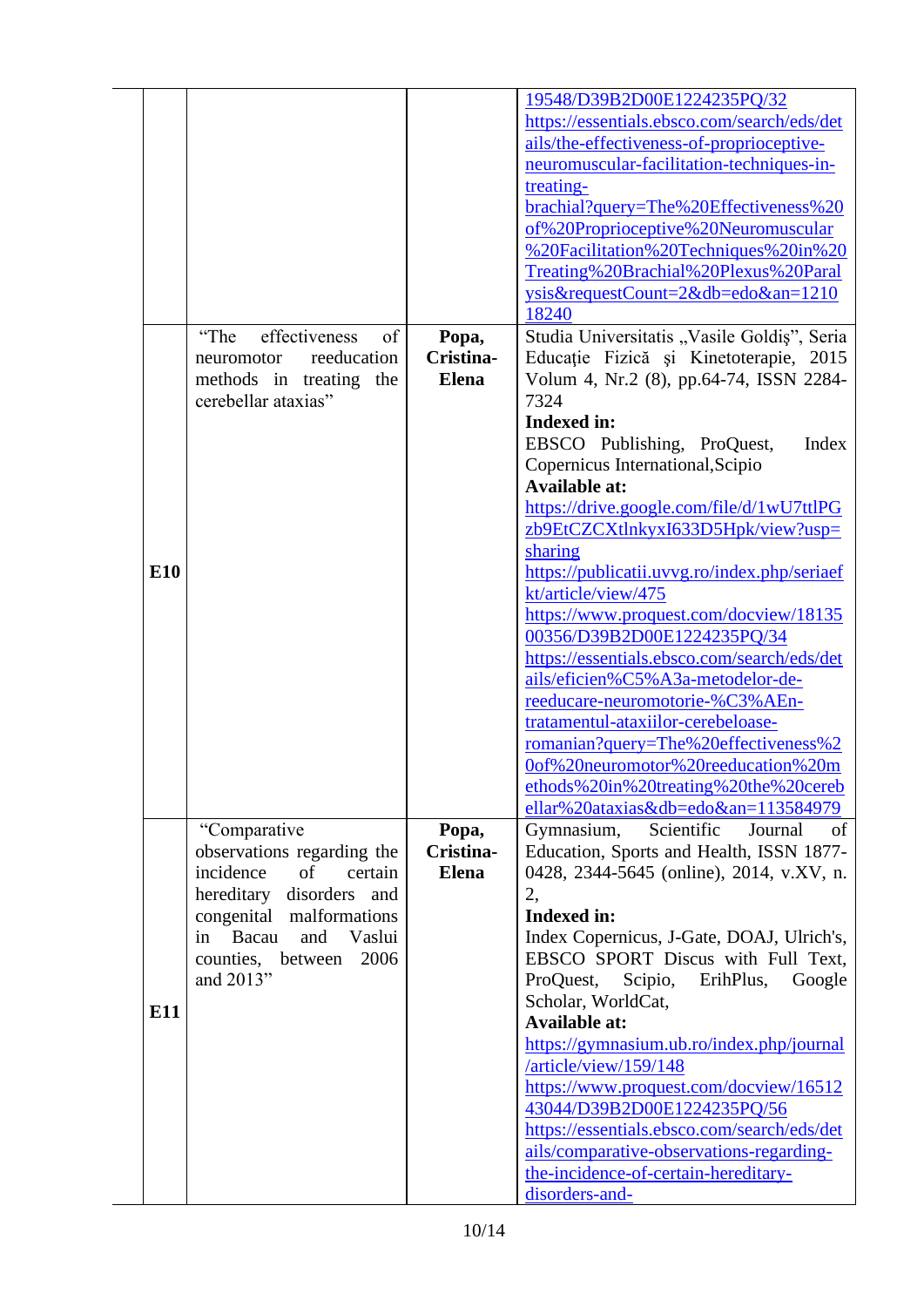| | | | |
|---|---|---|---|
| | | | 19548/D39B2D00E1224235PQ/32<br>https://essentials.ebsco.com/search/eds/details/the-effectiveness-of-proprioceptive-neuromuscular-facilitation-techniques-in-treating-brachial?query=The%20Effectiveness%20of%20Proprioceptive%20Neuromuscular%20Facilitation%20Techniques%20in%20Treating%20Brachial%20Plexus%20Paralysis&requestCount=2&db=edo&an=121018240 |
| **E10** | "The effectiveness of neuromotor reeducation methods in treating the cerebellar ataxias" | **Popa, Cristina-Elena** | Studia Universitatis „Vasile Goldiş", Seria Educaţie Fizică şi Kinetoterapie, 2015 Volum 4, Nr.2 (8), pp.64-74, ISSN 2284-7324<br>**Indexed in:**<br>EBSCO Publishing, ProQuest, Index Copernicus International,Scipio<br>**Available at:**<br>https://drive.google.com/file/d/1wU7ttlPGzb9EtCZCXtlnkyxI633D5Hpk/view?usp=sharing<br>https://publicatii.uvvg.ro/index.php/seriaefkt/article/view/475<br>https://www.proquest.com/docview/1813500356/D39B2D00E1224235PQ/34<br>https://essentials.ebsco.com/search/eds/details/eficien%C5%A3a-metodelor-de-reeducare-neuromotorie-%C3%AEn-tratamentul-ataxiilor-cerebeloase-romanian?query=The%20effectiveness%20of%20neuromotor%20reeducation%20methods%20in%20treating%20the%20cerebellar%20ataxias&db=edo&an=113584979 |
| **E11** | "Comparative observations regarding the incidence of certain hereditary disorders and congenital malformations in Bacau and Vaslui counties, between 2006 and 2013" | **Popa, Cristina-Elena** | Gymnasium, Scientific Journal of Education, Sports and Health, ISSN 1877-0428, 2344-5645 (online), 2014, v.XV, n. 2,<br>**Indexed in:**<br>Index Copernicus, J-Gate, DOAJ, Ulrich's, EBSCO SPORT Discus with Full Text, ProQuest, Scipio, ErihPlus, Google Scholar, WorldCat,<br>**Available at:**<br>https://gymnasium.ub.ro/index.php/journal/article/view/159/148<br>https://www.proquest.com/docview/1651243044/D39B2D00E1224235PQ/56<br>https://essentials.ebsco.com/search/eds/details/comparative-observations-regarding-the-incidence-of-certain-hereditary-disorders-and- |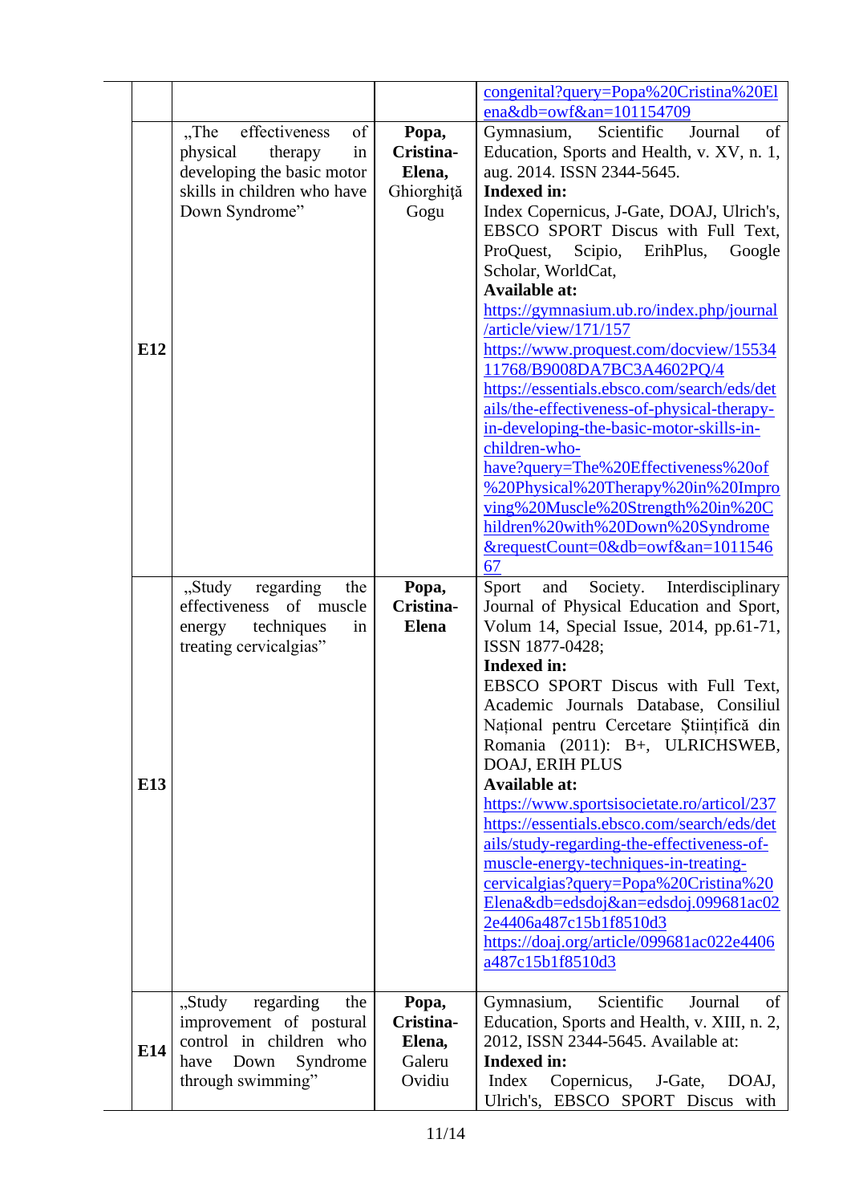| | | | |
|---|---|---|---|
| | | | congenital?query=Popa%20Cristina%20Elena&db=owf&an=101154709 |
| **E12** | „The effectiveness of physical therapy in developing the basic motor skills in children who have Down Syndrome” | **Popa, Cristina-Elena,** Ghiorghiță Gogu | Gymnasium, Scientific Journal of Education, Sports and Health, v. XV, n. 1, aug. 2014. ISSN 2344-5645. **Indexed in:** Index Copernicus, J-Gate, DOAJ, Ulrich's, EBSCO SPORT Discus with Full Text, ProQuest, Scipio, ErihPlus, Google Scholar, WorldCat, **Available at:** https://gymnasium.ub.ro/index.php/journal/article/view/171/157 https://www.proquest.com/docview/1553411768/B9008DA7BC3A4602PQ/4 https://essentials.ebsco.com/search/eds/details/the-effectiveness-of-physical-therapy-in-developing-the-basic-motor-skills-in-children-who-have?query=The%20Effectiveness%20of%20Physical%20Therapy%20in%20Improving%20Muscle%20Strength%20in%20Children%20with%20Down%20Syndrome&requestCount=0&db=owf&an=101154667 |
| **E13** | „Study regarding the effectiveness of muscle energy techniques in treating cervicalgias” | **Popa, Cristina-Elena** | Sport and Society. Interdisciplinary Journal of Physical Education and Sport, Volum 14, Special Issue, 2014, pp.61-71, ISSN 1877-0428; **Indexed in:** EBSCO SPORT Discus with Full Text, Academic Journals Database, Consiliul Național pentru Cercetare Științifică din Romania (2011): B+, ULRICHSWEB, DOAJ, ERIH PLUS **Available at:** https://www.sportsisocietate.ro/articol/237 https://essentials.ebsco.com/search/eds/details/study-regarding-the-effectiveness-of-muscle-energy-techniques-in-treating-cervicalgias?query=Popa%20Cristina%20Elena&db=edsdoj&an=edsdoj.099681ac022e4406a487c15b1f8510d3 https://doaj.org/article/099681ac022e4406a487c15b1f8510d3 |
| **E14** | „Study regarding the improvement of postural control in children who have Down Syndrome through swimming” | **Popa, Cristina-Elena,** Galeru Ovidiu | Gymnasium, Scientific Journal of Education, Sports and Health, v. XIII, n. 2, 2012, ISSN 2344-5645. Available at: **Indexed in:** Index Copernicus, J-Gate, DOAJ, Ulrich's, EBSCO SPORT Discus with |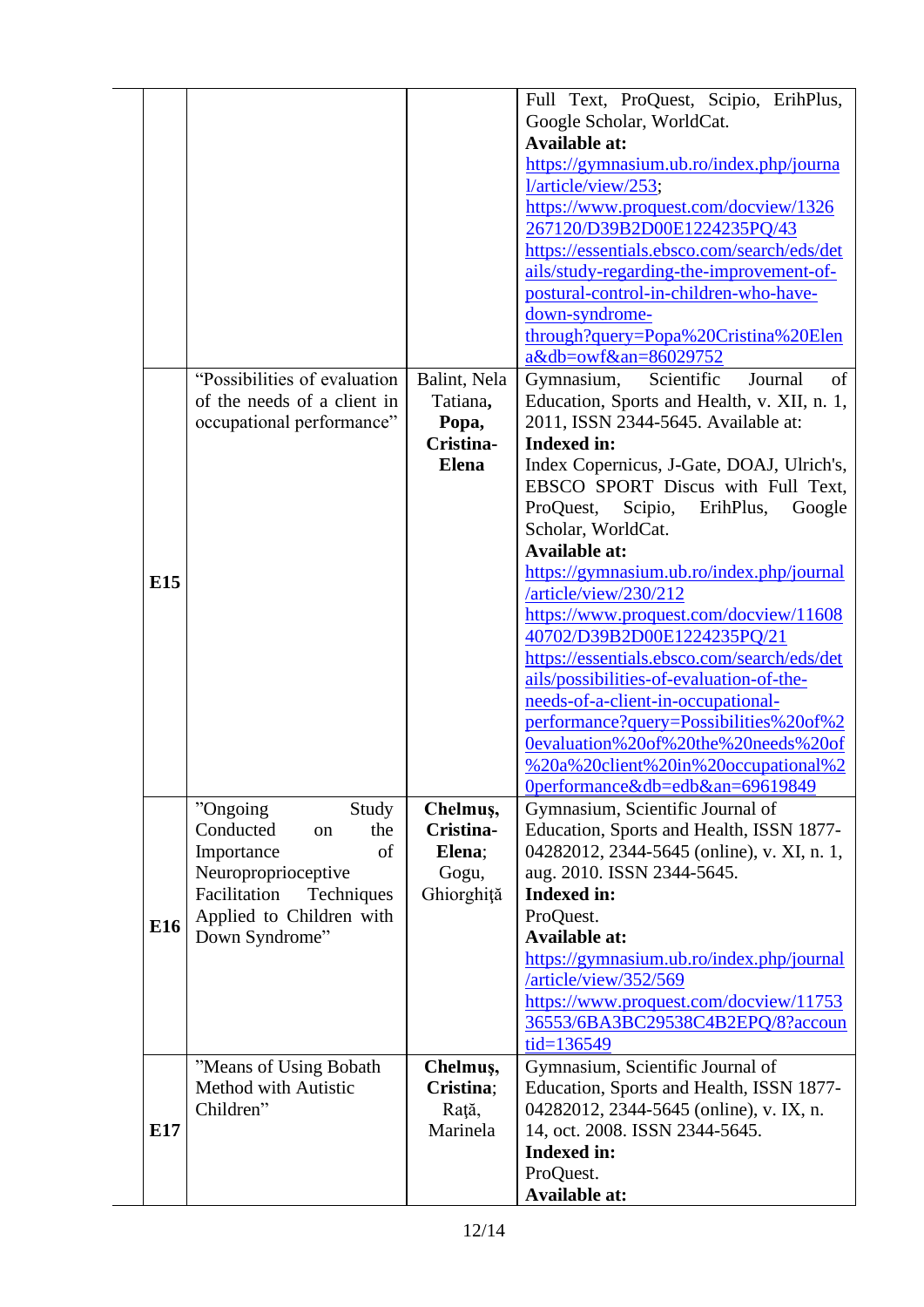| | | | |
|---|---|---|---|
| | | | Full Text, ProQuest, Scipio, ErihPlus, Google Scholar, WorldCat.<br>**Available at:**<br>https://gymnasium.ub.ro/index.php/journal/article/view/253;<br>https://www.proquest.com/docview/1326267120/D39B2D00E1224235PQ/43<br>https://essentials.ebsco.com/search/eds/details/study-regarding-the-improvement-of-postural-control-in-children-who-have-down-syndrome-through?query=Popa%20Cristina%20Elena&db=owf&an=86029752 |
| **E15** | "Possibilities of evaluation of the needs of a client in occupational performance" | Balint, Nela Tatiana, **Popa, Cristina-Elena** | Gymnasium, Scientific Journal of Education, Sports and Health, v. XII, n. 1, 2011, ISSN 2344-5645. Available at:<br>**Indexed in:**<br>Index Copernicus, J-Gate, DOAJ, Ulrich's, EBSCO SPORT Discus with Full Text, ProQuest, Scipio, ErihPlus, Google Scholar, WorldCat.<br>**Available at:**<br>https://gymnasium.ub.ro/index.php/journal/article/view/230/212<br>https://www.proquest.com/docview/1160840702/D39B2D00E1224235PQ/21<br>https://essentials.ebsco.com/search/eds/details/possibilities-of-evaluation-of-the-needs-of-a-client-in-occupational-performance?query=Possibilities%20of%20evaluation%20of%20the%20needs%20of%20a%20client%20in%20occupational%20performance&db=edb&an=69619849 |
| **E16** | "Ongoing Study Conducted on the Importance of Neuroproprioceptive Facilitation Techniques Applied to Children with Down Syndrome" | **Chelmuș, Cristina-Elena**; Gogu, Ghiorghiță | Gymnasium, Scientific Journal of Education, Sports and Health, ISSN 1877-04282012, 2344-5645 (online), v. XI, n. 1, aug. 2010. ISSN 2344-5645.<br>**Indexed in:**<br>ProQuest.<br>**Available at:**<br>https://gymnasium.ub.ro/index.php/journal/article/view/352/569<br>https://www.proquest.com/docview/1175336553/6BA3BC29538C4B2EPQ/8?accountid=136549 |
| **E17** | "Means of Using Bobath Method with Autistic Children" | **Chelmuș, Cristina**; Rață, Marinela | Gymnasium, Scientific Journal of Education, Sports and Health, ISSN 1877-04282012, 2344-5645 (online), v. IX, n. 14, oct. 2008. ISSN 2344-5645.<br>**Indexed in:**<br>ProQuest.<br>**Available at:** |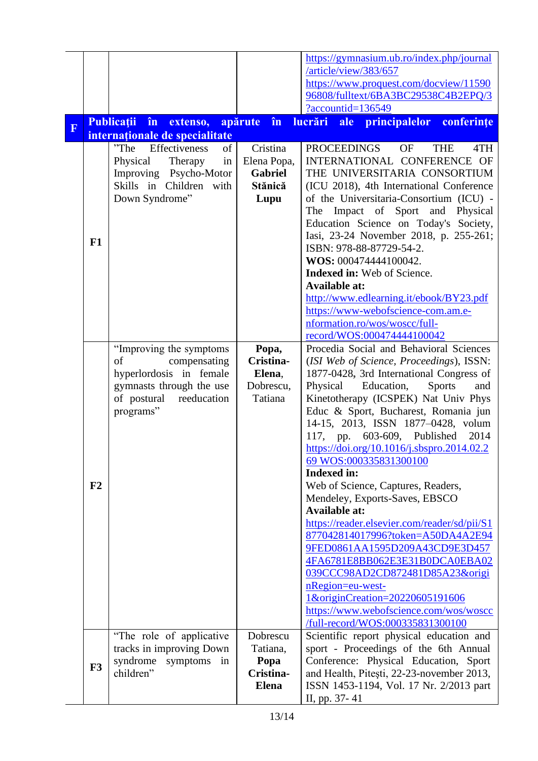| | | | |
|---|---|---|---|
| | | | https://gymnasium.ub.ro/index.php/journal/article/view/383/657 https://www.proquest.com/docview/1159096808/fulltext/6BA3BC29538C4B2EPQ/3?accountid=136549 |
| **F** | **Publicații în extenso, apărute în lucrări ale principalelor conferințe internaționale de specialitate** | | |
| **F1** | "The Effectiveness of Physical Therapy in Improving Psycho-Motor Skills in Children with Down Syndrome" | Cristina Elena Popa, **Gabriel Stănică Lupu** | PROCEEDINGS OF THE 4TH INTERNATIONAL CONFERENCE OF THE UNIVERSITARIA CONSORTIUM (ICU 2018), 4th International Conference of the Universitaria-Consortium (ICU) - The Impact of Sport and Physical Education Science on Today's Society, Iasi, 23-24 November 2018, p. 255-261; ISBN: 978-88-87729-54-2. **WOS:** 000474444100042. **Indexed in:** Web of Science. **Available at:** http://www.edlearning.it/ebook/BY23.pdf https://www-webofscience-com.am.e-nformation.ro/wos/woscc/full-record/WOS:000474444100042 |
| **F2** | "Improving the symptoms of compensating hyperlordosis in female gymnasts through the use of postural reeducation programs" | **Popa, Cristina-Elena**, Dobrescu, Tatiana | Procedia Social and Behavioral Sciences (*ISI Web of Science, Proceedings*), ISSN: 1877-0428, 3rd International Congress of Physical Education, Sports and Kinetotherapy (ICSPEK) Nat Univ Phys Educ & Sport, Bucharest, Romania jun 14-15, 2013, ISSN 1877–0428, volum 117, pp. 603-609, Published 2014 https://doi.org/10.1016/j.sbspro.2014.02.269 WOS:000335831300100 **Indexed in:** Web of Science, Captures, Readers, Mendeley, Exports-Saves, EBSCO **Available at:** https://reader.elsevier.com/reader/sd/pii/S1877042814017996?token=A50DA4A2E949FED0861AA1595D209A43CD9E3D4574FA6781E8BB062E3E31B0DCA0EBA02039CCC98AD2CD872481D85A23&originRegion=eu-west-1&originCreation=20220605191606 https://www.webofscience.com/wos/woscc/full-record/WOS:000335831300100 |
| **F3** | "The role of applicative tracks in improving Down syndrome symptoms in children" | Dobrescu Tatiana, **Popa Cristina-Elena** | Scientific report physical education and sport - Proceedings of the 6th Annual Conference: Physical Education, Sport and Health, Pitești, 22-23-november 2013, ISSN 1453-1194, Vol. 17 Nr. 2/2013 part II, pp. 37- 41 |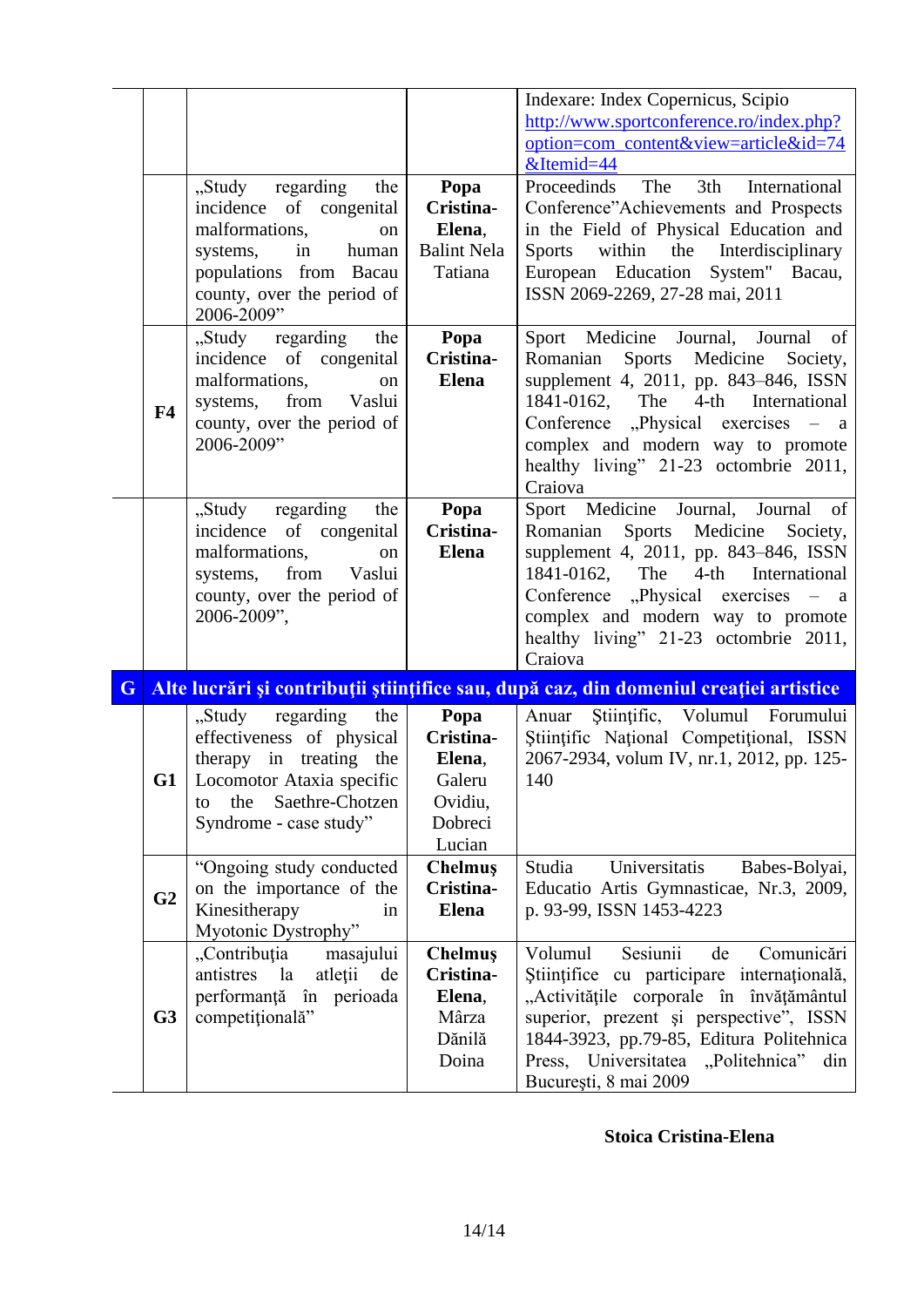| | | | |
|---|---|---|---|
| | | | Indexare: Index Copernicus, Scipio http://www.sportconference.ro/index.php?option=com_content&view=article&id=74&Itemid=44 |
| | „Study regarding the incidence of congenital malformations, on systems, in human populations from Bacau county, over the period of 2006-2009” | **Popa Cristina-Elena**, Balint Nela Tatiana | Proceedinds The 3th International Conference”Achievements and Prospects in the Field of Physical Education and Sports within the Interdisciplinary European Education System" Bacau, ISSN 2069-2269, 27-28 mai, 2011 |
| **F4** | „Study regarding the incidence of congenital malformations, on systems, from Vaslui county, over the period of 2006-2009” | **Popa Cristina-Elena** | Sport Medicine Journal, Journal of Romanian Sports Medicine Society, supplement 4, 2011, pp. 843–846, ISSN 1841-0162, The 4-th International Conference „Physical exercises – a complex and modern way to promote healthy living” 21-23 octombrie 2011, Craiova |
| | „Study regarding the incidence of congenital malformations, on systems, from Vaslui county, over the period of 2006-2009”, | **Popa Cristina-Elena** | Sport Medicine Journal, Journal of Romanian Sports Medicine Society, supplement 4, 2011, pp. 843–846, ISSN 1841-0162, The 4-th International Conference „Physical exercises – a complex and modern way to promote healthy living” 21-23 octombrie 2011, Craiova |
| **G** | **Alte lucrări şi contribuţii ştiinţifice sau, după caz, din domeniul creaţiei artistice** | | |
| **G1** | „Study regarding the effectiveness of physical therapy in treating the Locomotor Ataxia specific to the Saethre-Chotzen Syndrome - case study” | **Popa Cristina-Elena**, Galeru Ovidiu, Dobreci Lucian | Anuar Ştiinţific, Volumul Forumului Ştiinţific Naţional Competiţional, ISSN 2067-2934, volum IV, nr.1, 2012, pp. 125-140 |
| **G2** | “Ongoing study conducted on the importance of the Kinesitherapy in Myotonic Dystrophy” | **Chelmuş Cristina-Elena** | Studia Universitatis Babes-Bolyai, Educatio Artis Gymnasticae, Nr.3, 2009, p. 93-99, ISSN 1453-4223 |
| **G3** | „Contribuţia masajului antistres la atleţii de performanţă în perioada competiţională” | **Chelmuş Cristina-Elena**, Mârza Dănilă Doina | Volumul Sesiunii de Comunicări Ştiinţifice cu participare internaţională, „Activităţile corporale în învăţământul superior, prezent şi perspective”, ISSN 1844-3923, pp.79-85, Editura Politehnica Press, Universitatea „Politehnica” din Bucureşti, 8 mai 2009 |

**Stoica Cristina-Elena**